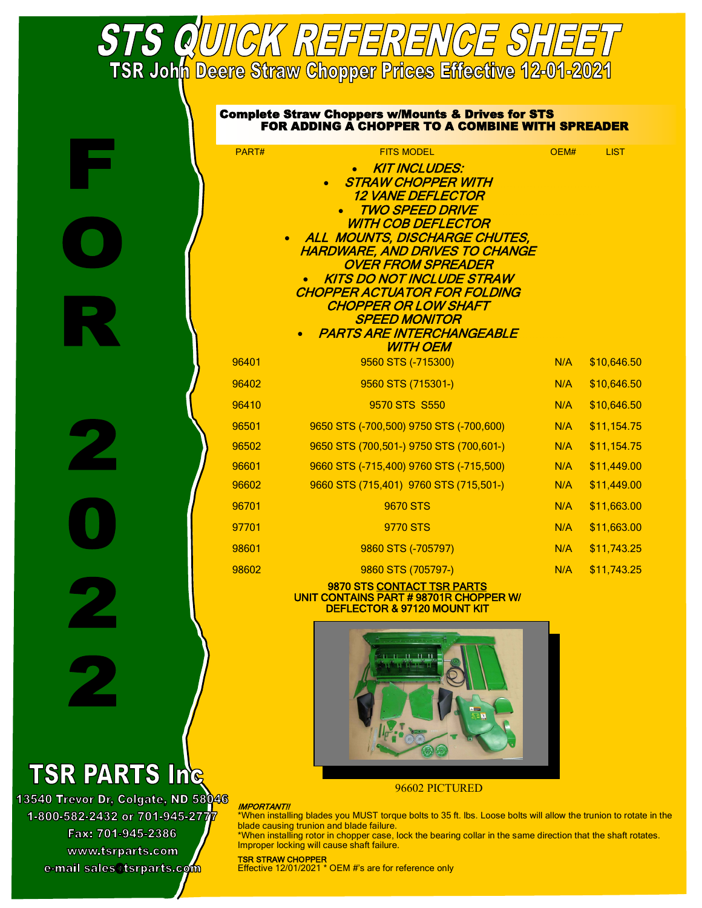# STS QUICK REFERENCE SHEET

## TSR John Deere Straw Chopper Prices Effective 12-01-2021

FOR 2022

### Complete Straw Choppers w/Mounts & Drives for STS
### FOR ADDING A CHOPPER TO A COMBINE WITH SPREADER

- *KIT INCLUDES:*
- *STRAW CHOPPER WITH 12 VANE DEFLECTOR*
- *TWO SPEED DRIVE WITH COB DEFLECTOR*
- *ALL MOUNTS, DISCHARGE CHUTES, HARDWARE, AND DRIVES TO CHANGE OVER FROM SPREADER*
- *KITS DO NOT INCLUDE STRAW CHOPPER ACTUATOR FOR FOLDING CHOPPER OR LOW SHAFT SPEED MONITOR*
- *PARTS ARE INTERCHANGEABLE WITH OEM*

| PART# | FITS MODEL | OEM# | LIST |
|---|---|---|---|
| 96401 | 9560 STS (-715300) | N/A | $10,646.50 |
| 96402 | 9560 STS (715301-) | N/A | $10,646.50 |
| 96410 | 9570 STS S550 | N/A | $10,646.50 |
| 96501 | 9650 STS (-700,500) 9750 STS (-700,600) | N/A | $11,154.75 |
| 96502 | 9650 STS (700,501-) 9750 STS (700,601-) | N/A | $11,154.75 |
| 96601 | 9660 STS (-715,400) 9760 STS (-715,500) | N/A | $11,449.00 |
| 96602 | 9660 STS (715,401) 9760 STS (715,501-) | N/A | $11,449.00 |
| 96701 | 9670 STS | N/A | $11,663.00 |
| 97701 | 9770 STS | N/A | $11,663.00 |
| 98601 | 9860 STS (-705797) | N/A | $11,743.25 |
| 98602 | 9860 STS (705797-) | N/A | $11,743.25 |

**9870 STS CONTACT TSR PARTS**
**UNIT CONTAINS PART # 98701R CHOPPER W/ DEFLECTOR & 97120 MOUNT KIT**

96602 PICTURED

***IMPORTANT!!***

*When installing blades you MUST torque bolts to 35 ft. lbs. Loose bolts will allow the trunion to rotate in the blade causing trunion and blade failure.

*When installing rotor in chopper case, lock the bearing collar in the same direction that the shaft rotates. Improper locking will cause shaft failure.

**TSR STRAW CHOPPER**
Effective 12/01/2021 * OEM #'s are for reference only

**TSR PARTS Inc**

13540 Trevor Dr, Colgate, ND 58046
1-800-582-2432 or 701-945-2777
Fax: 701-945-2386
www.tsrparts.com
e-mail sales@tsrparts.com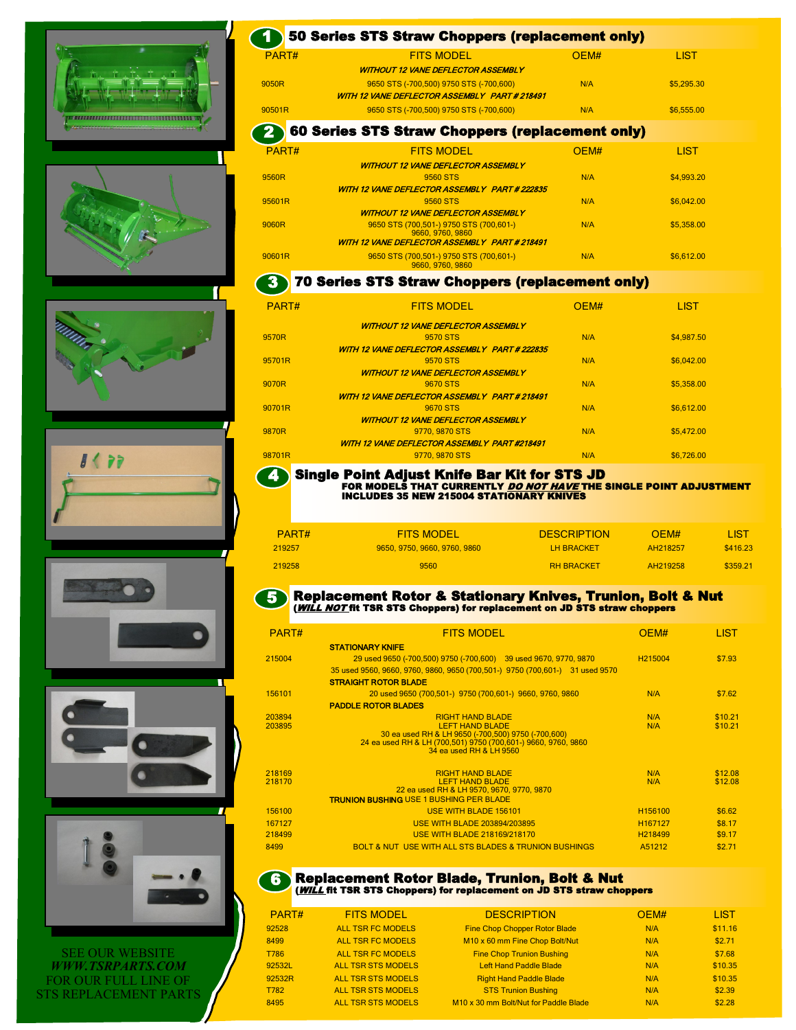## 1 50 Series STS Straw Choppers (replacement only)

| PART# | FITS MODEL | OEM# | LIST |
|---|---|---|---|
| | ***WITHOUT 12 VANE DEFLECTOR ASSEMBLY*** | | |
| 9050R | 9650 STS (-700,500) 9750 STS (-700,600) | N/A | $5,295.30 |
| | ***WITH 12 VANE DEFLECTOR ASSEMBLY PART # 218491*** | | |
| 90501R | 9650 STS (-700,500) 9750 STS (-700,600) | N/A | $6,555.00 |

## 2 60 Series STS Straw Choppers (replacement only)

| PART# | FITS MODEL | OEM# | LIST |
|---|---|---|---|
| | ***WITHOUT 12 VANE DEFLECTOR ASSEMBLY*** | | |
| 9560R | 9560 STS | N/A | $4,993.20 |
| | ***WITH 12 VANE DEFLECTOR ASSEMBLY PART # 222835*** | | |
| 95601R | 9560 STS | N/A | $6,042.00 |
| | ***WITHOUT 12 VANE DEFLECTOR ASSEMBLY*** | | |
| 9060R | 9650 STS (700,501-) 9750 STS (700,601-) 9660, 9760, 9860 | N/A | $5,358.00 |
| | ***WITH 12 VANE DEFLECTOR ASSEMBLY PART # 218491*** | | |
| 90601R | 9650 STS (700,501-) 9750 STS (700,601-) 9660, 9760, 9860 | N/A | $6,612.00 |

## 3 70 Series STS Straw Choppers (replacement only)

| PART# | FITS MODEL | OEM# | LIST |
|---|---|---|---|
| | ***WITHOUT 12 VANE DEFLECTOR ASSEMBLY*** | | |
| 9570R | 9570 STS | N/A | $4,987.50 |
| | ***WITH 12 VANE DEFLECTOR ASSEMBLY PART # 222835*** | | |
| 95701R | 9570 STS | N/A | $6,042.00 |
| | ***WITHOUT 12 VANE DEFLECTOR ASSEMBLY*** | | |
| 9070R | 9670 STS | N/A | $5,358.00 |
| | ***WITH 12 VANE DEFLECTOR ASSEMBLY PART # 218491*** | | |
| 90701R | 9670 STS | N/A | $6,612.00 |
| | ***WITHOUT 12 VANE DEFLECTOR ASSEMBLY*** | | |
| 9870R | 9770, 9870 STS | N/A | $5,472.00 |
| | ***WITH 12 VANE DEFLECTOR ASSEMBLY PART #218491*** | | |
| 98701R | 9770, 9870 STS | N/A | $6,726.00 |

## 4 Single Point Adjust Knife Bar Kit for STS JD

**FOR MODELS THAT CURRENTLY *DO NOT HAVE* THE SINGLE POINT ADJUSTMENT**
**INCLUDES 35 NEW 215004 STATIONARY KNIVES**

| PART# | FITS MODEL | DESCRIPTION | OEM# | LIST |
|---|---|---|---|---|
| 219257 | 9650, 9750, 9660, 9760, 9860 | LH BRACKET | AH218257 | $416.23 |
| 219258 | 9560 | RH BRACKET | AH219258 | $359.21 |

## 5 Replacement Rotor & Stationary Knives, Trunion, Bolt & Nut

**(*WILL NOT* fit TSR STS Choppers) for replacement on JD STS straw choppers**

| PART# | FITS MODEL | OEM# | LIST |
|---|---|---|---|
| | **STATIONARY KNIFE** | | |
| 215004 | 29 used 9650 (-700,500) 9750 (-700,600) 39 used 9670, 9770, 9870; 35 used 9560, 9660, 9760, 9860, 9650 (700,501-) 9750 (700,601-) 31 used 9570 | H215004 | $7.93 |
| | **STRAIGHT ROTOR BLADE** | | |
| 156101 | 20 used 9650 (700,501-) 9750 (700,601-) 9660, 9760, 9860 | N/A | $7.62 |
| | **PADDLE ROTOR BLADES** | | |
| 203894 | RIGHT HAND BLADE | N/A | $10.21 |
| 203895 | LEFT HAND BLADE | N/A | $10.21 |
| | 30 ea used RH & LH 9650 (-700,500) 9750 (-700,600); 24 ea used RH & LH (700,501) 9750 (700,601-) 9660, 9760, 9860; 34 ea used RH & LH 9560 | | |
| 218169 | RIGHT HAND BLADE | N/A | $12.08 |
| 218170 | LEFT HAND BLADE | N/A | $12.08 |
| | 22 ea used RH & LH 9570, 9670, 9770, 9870 | | |
| | **TRUNION BUSHING** USE 1 BUSHING PER BLADE | | |
| 156100 | USE WITH BLADE 156101 | H156100 | $6.62 |
| 167127 | USE WITH BLADE 203894/203895 | H167127 | $8.17 |
| 218499 | USE WITH BLADE 218169/218170 | H218499 | $9.17 |
| 8499 | BOLT & NUT USE WITH ALL STS BLADES & TRUNION BUSHINGS | A51212 | $2.71 |

## 6 Replacement Rotor Blade, Trunion, Bolt & Nut

**(*WILL* fit TSR STS Choppers) for replacement on JD STS straw choppers**

| PART# | FITS MODEL | DESCRIPTION | OEM# | LIST |
|---|---|---|---|---|
| 92528 | ALL TSR FC MODELS | Fine Chop Chopper Rotor Blade | N/A | $11.16 |
| 8499 | ALL TSR FC MODELS | M10 x 60 mm Fine Chop Bolt/Nut | N/A | $2.71 |
| T786 | ALL TSR FC MODELS | Fine Chop Trunion Bushing | N/A | $7.68 |
| 92532L | ALL TSR STS MODELS | Left Hand Paddle Blade | N/A | $10.35 |
| 92532R | ALL TSR STS MODELS | Right Hand Paddle Blade | N/A | $10.35 |
| T782 | ALL TSR STS MODELS | STS Trunion Bushing | N/A | $2.39 |
| 8495 | ALL TSR STS MODELS | M10 x 30 mm Bolt/Nut for Paddle Blade | N/A | $2.28 |

SEE OUR WEBSITE
***WWW.TSRPARTS.COM***
FOR OUR FULL LINE OF
STS REPLACEMENT PARTS